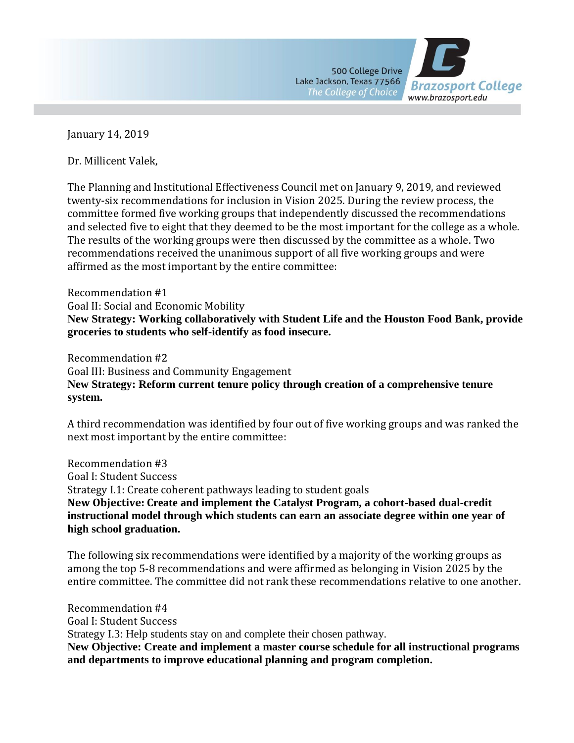500 College Drive
Lake Jackson, Texas 77566
*The College of Choice*

**Brazosport College**
www.brazosport.edu

January 14, 2019

Dr. Millicent Valek,

The Planning and Institutional Effectiveness Council met on January 9, 2019, and reviewed twenty-six recommendations for inclusion in Vision 2025. During the review process, the committee formed five working groups that independently discussed the recommendations and selected five to eight that they deemed to be the most important for the college as a whole. The results of the working groups were then discussed by the committee as a whole. Two recommendations received the unanimous support of all five working groups and were affirmed as the most important by the entire committee:

Recommendation #1
Goal II: Social and Economic Mobility
**New Strategy: Working collaboratively with Student Life and the Houston Food Bank, provide groceries to students who self-identify as food insecure.**

Recommendation #2
Goal III: Business and Community Engagement
**New Strategy: Reform current tenure policy through creation of a comprehensive tenure system.**

A third recommendation was identified by four out of five working groups and was ranked the next most important by the entire committee:

Recommendation #3
Goal I: Student Success
Strategy I.1: Create coherent pathways leading to student goals
**New Objective: Create and implement the Catalyst Program, a cohort-based dual-credit instructional model through which students can earn an associate degree within one year of high school graduation.**

The following six recommendations were identified by a majority of the working groups as among the top 5-8 recommendations and were affirmed as belonging in Vision 2025 by the entire committee. The committee did not rank these recommendations relative to one another.

Recommendation #4
Goal I: Student Success
Strategy I.3: Help students stay on and complete their chosen pathway.
**New Objective: Create and implement a master course schedule for all instructional programs and departments to improve educational planning and program completion.**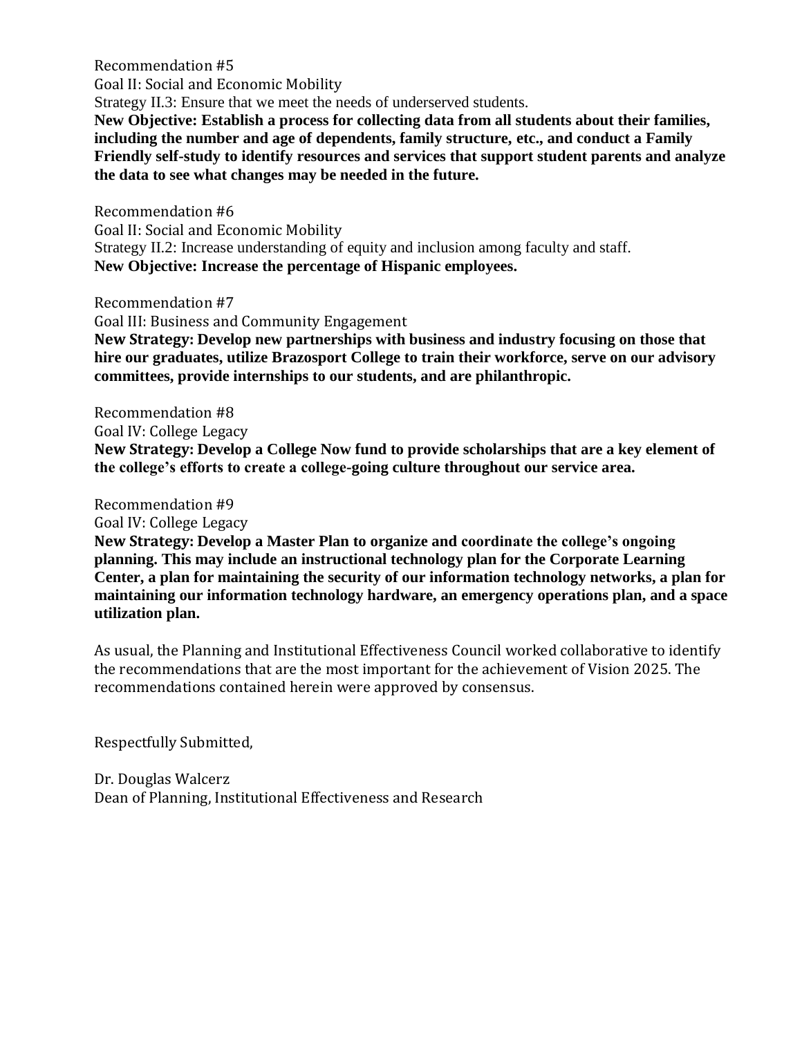Recommendation #5
Goal II: Social and Economic Mobility
Strategy II.3: Ensure that we meet the needs of underserved students.
**New Objective: Establish a process for collecting data from all students about their families, including the number and age of dependents, family structure, etc., and conduct a Family Friendly self-study to identify resources and services that support student parents and analyze the data to see what changes may be needed in the future.**

Recommendation #6
Goal II: Social and Economic Mobility
Strategy II.2: Increase understanding of equity and inclusion among faculty and staff.
**New Objective: Increase the percentage of Hispanic employees.**

Recommendation #7
Goal III: Business and Community Engagement
**New Strategy: Develop new partnerships with business and industry focusing on those that hire our graduates, utilize Brazosport College to train their workforce, serve on our advisory committees, provide internships to our students, and are philanthropic.**

Recommendation #8
Goal IV: College Legacy
**New Strategy: Develop a College Now fund to provide scholarships that are a key element of the college's efforts to create a college-going culture throughout our service area.**

Recommendation #9
Goal IV: College Legacy
**New Strategy: Develop a Master Plan to organize and coordinate the college's ongoing planning. This may include an instructional technology plan for the Corporate Learning Center, a plan for maintaining the security of our information technology networks, a plan for maintaining our information technology hardware, an emergency operations plan, and a space utilization plan.**

As usual, the Planning and Institutional Effectiveness Council worked collaborative to identify the recommendations that are the most important for the achievement of Vision 2025. The recommendations contained herein were approved by consensus.

Respectfully Submitted,

Dr. Douglas Walcerz
Dean of Planning, Institutional Effectiveness and Research